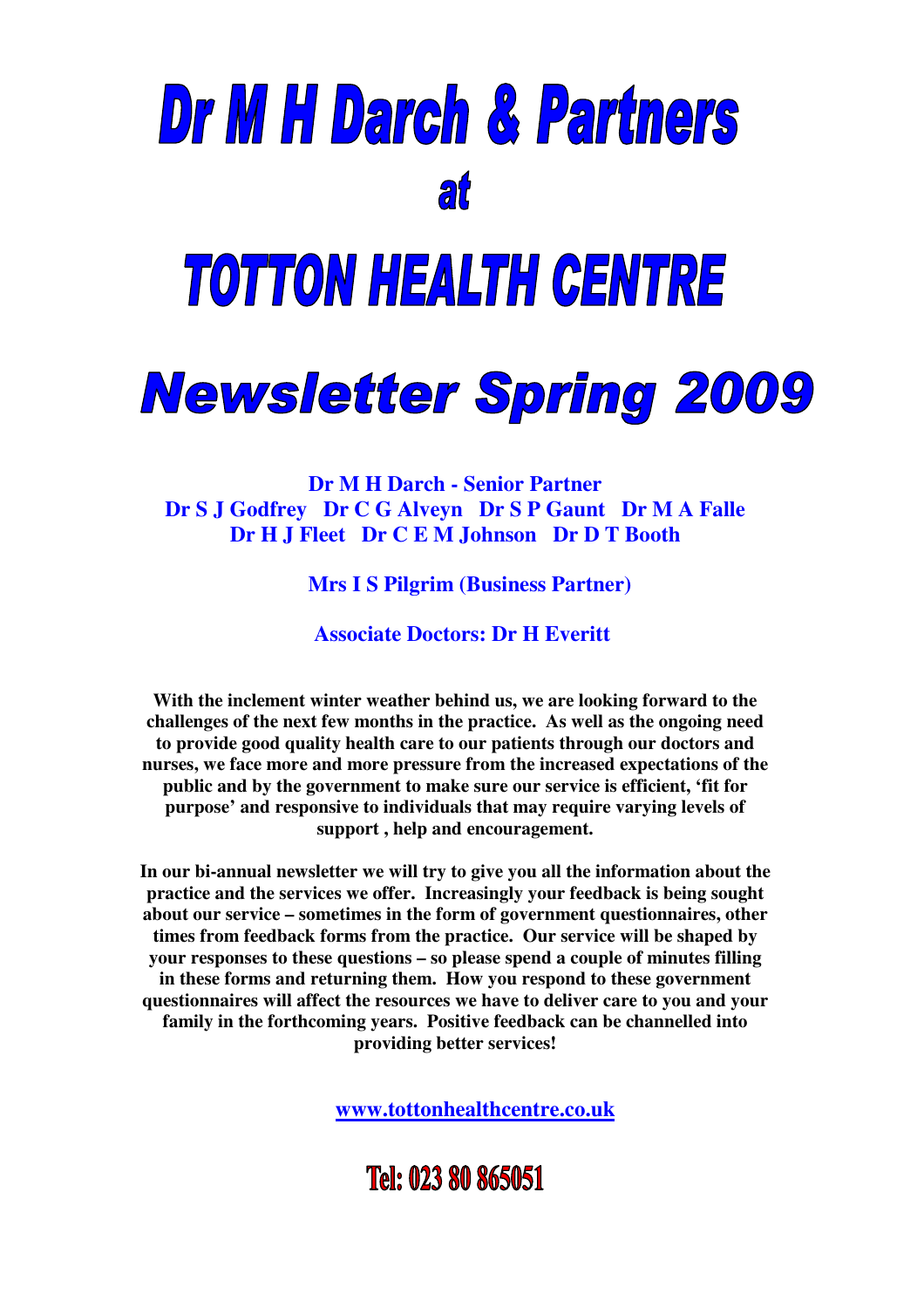# Dr M H Darch & Partners

## at

# TOTTON HEALTH CENTRE

# Newsletter Spring 2009

**Dr M H Darch - Senior Partner**
**Dr S J Godfrey Dr C G Alveyn Dr S P Gaunt Dr M A Falle**
**Dr H J Fleet Dr C E M Johnson Dr D T Booth**

**Mrs I S Pilgrim (Business Partner)**

**Associate Doctors: Dr H Everitt**

**With the inclement winter weather behind us, we are looking forward to the challenges of the next few months in the practice. As well as the ongoing need to provide good quality health care to our patients through our doctors and nurses, we face more and more pressure from the increased expectations of the public and by the government to make sure our service is efficient, 'fit for purpose' and responsive to individuals that may require varying levels of support , help and encouragement.**

**In our bi-annual newsletter we will try to give you all the information about the practice and the services we offer. Increasingly your feedback is being sought about our service – sometimes in the form of government questionnaires, other times from feedback forms from the practice. Our service will be shaped by your responses to these questions – so please spend a couple of minutes filling in these forms and returning them. How you respond to these government questionnaires will affect the resources we have to deliver care to you and your family in the forthcoming years. Positive feedback can be channelled into providing better services!**

**www.tottonhealthcentre.co.uk**

**Tel: 023 80 865051**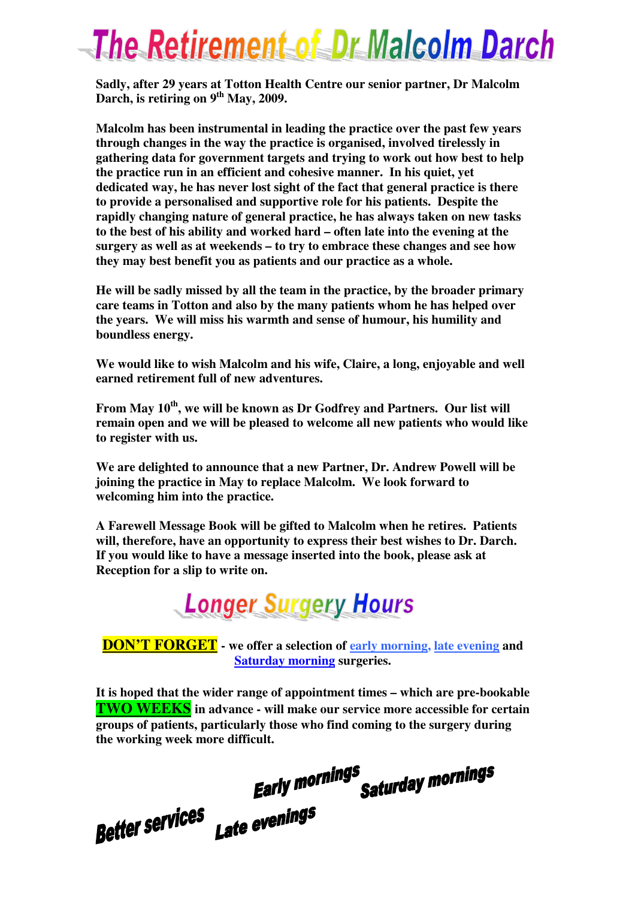# The Retirement of Dr Malcolm Darch

**Sadly, after 29 years at Totton Health Centre our senior partner, Dr Malcolm Darch, is retiring on 9th May, 2009.**

**Malcolm has been instrumental in leading the practice over the past few years through changes in the way the practice is organised, involved tirelessly in gathering data for government targets and trying to work out how best to help the practice run in an efficient and cohesive manner. In his quiet, yet dedicated way, he has never lost sight of the fact that general practice is there to provide a personalised and supportive role for his patients. Despite the rapidly changing nature of general practice, he has always taken on new tasks to the best of his ability and worked hard – often late into the evening at the surgery as well as at weekends – to try to embrace these changes and see how they may best benefit you as patients and our practice as a whole.**

**He will be sadly missed by all the team in the practice, by the broader primary care teams in Totton and also by the many patients whom he has helped over the years. We will miss his warmth and sense of humour, his humility and boundless energy.**

**We would like to wish Malcolm and his wife, Claire, a long, enjoyable and well earned retirement full of new adventures.**

**From May 10th, we will be known as Dr Godfrey and Partners. Our list will remain open and we will be pleased to welcome all new patients who would like to register with us.**

**We are delighted to announce that a new Partner, Dr. Andrew Powell will be joining the practice in May to replace Malcolm. We look forward to welcoming him into the practice.**

**A Farewell Message Book will be gifted to Malcolm when he retires. Patients will, therefore, have an opportunity to express their best wishes to Dr. Darch. If you would like to have a message inserted into the book, please ask at Reception for a slip to write on.**

## Longer Surgery Hours

**DON'T FORGET - we offer a selection of early morning, late evening and Saturday morning surgeries.**

**It is hoped that the wider range of appointment times – which are pre-bookable TWO WEEKS in advance - will make our service more accessible for certain groups of patients, particularly those who find coming to the surgery during the working week more difficult.**

**Early mornings Saturday mornings**

**Better services Late evenings**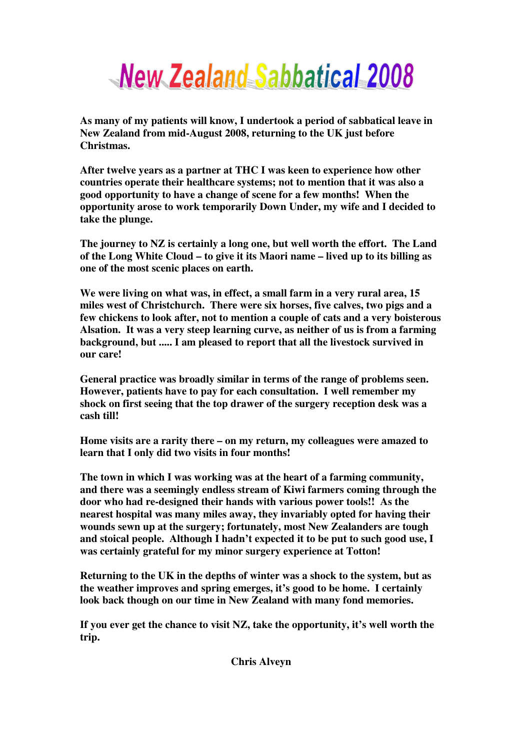# New Zealand Sabbatical 2008

**As many of my patients will know, I undertook a period of sabbatical leave in New Zealand from mid-August 2008, returning to the UK just before Christmas.**

**After twelve years as a partner at THC I was keen to experience how other countries operate their healthcare systems; not to mention that it was also a good opportunity to have a change of scene for a few months! When the opportunity arose to work temporarily Down Under, my wife and I decided to take the plunge.**

**The journey to NZ is certainly a long one, but well worth the effort. The Land of the Long White Cloud – to give it its Maori name – lived up to its billing as one of the most scenic places on earth.**

**We were living on what was, in effect, a small farm in a very rural area, 15 miles west of Christchurch. There were six horses, five calves, two pigs and a few chickens to look after, not to mention a couple of cats and a very boisterous Alsation. It was a very steep learning curve, as neither of us is from a farming background, but ..... I am pleased to report that all the livestock survived in our care!**

**General practice was broadly similar in terms of the range of problems seen. However, patients have to pay for each consultation. I well remember my shock on first seeing that the top drawer of the surgery reception desk was a cash till!**

**Home visits are a rarity there – on my return, my colleagues were amazed to learn that I only did two visits in four months!**

**The town in which I was working was at the heart of a farming community, and there was a seemingly endless stream of Kiwi farmers coming through the door who had re-designed their hands with various power tools!! As the nearest hospital was many miles away, they invariably opted for having their wounds sewn up at the surgery; fortunately, most New Zealanders are tough and stoical people. Although I hadn't expected it to be put to such good use, I was certainly grateful for my minor surgery experience at Totton!**

**Returning to the UK in the depths of winter was a shock to the system, but as the weather improves and spring emerges, it's good to be home. I certainly look back though on our time in New Zealand with many fond memories.**

**If you ever get the chance to visit NZ, take the opportunity, it's well worth the trip.**

**Chris Alveyn**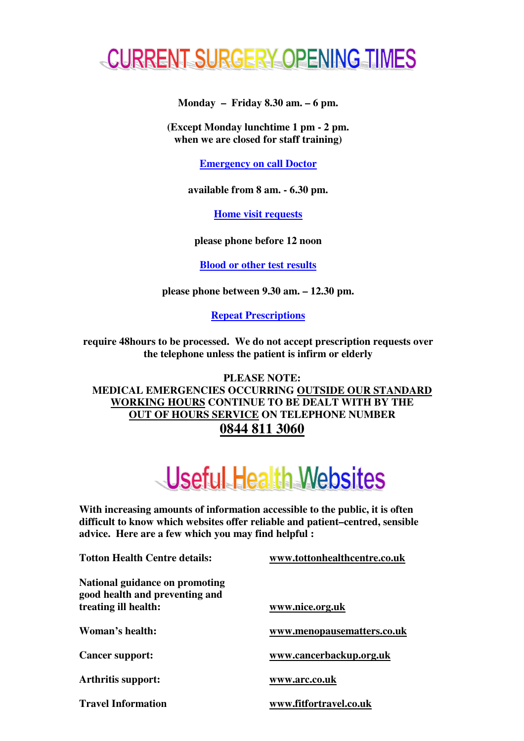# CURRENT SURGERY OPENING TIMES

**Monday – Friday 8.30 am. – 6 pm.**

**(Except Monday lunchtime 1 pm - 2 pm. when we are closed for staff training)**

**Emergency on call Doctor**

**available from 8 am. - 6.30 pm.**

**Home visit requests**

**please phone before 12 noon**

**Blood or other test results**

**please phone between 9.30 am. – 12.30 pm.**

**Repeat Prescriptions**

**require 48hours to be processed. We do not accept prescription requests over the telephone unless the patient is infirm or elderly**

**PLEASE NOTE:**
**MEDICAL EMERGENCIES OCCURRING OUTSIDE OUR STANDARD WORKING HOURS CONTINUE TO BE DEALT WITH BY THE OUT OF HOURS SERVICE ON TELEPHONE NUMBER**
**0844 811 3060**

# Useful Health Websites

**With increasing amounts of information accessible to the public, it is often difficult to know which websites offer reliable and patient–centred, sensible advice. Here are a few which you may find helpful :**

| | |
|---|---|
| **Totton Health Centre details:** | **www.tottonhealthcentre.co.uk** |
| **National guidance on promoting good health and preventing and treating ill health:** | **www.nice.org.uk** |
| **Woman's health:** | **www.menopausematters.co.uk** |
| **Cancer support:** | **www.cancerbackup.org.uk** |
| **Arthritis support:** | **www.arc.co.uk** |
| **Travel Information** | **www.fitfortravel.co.uk** |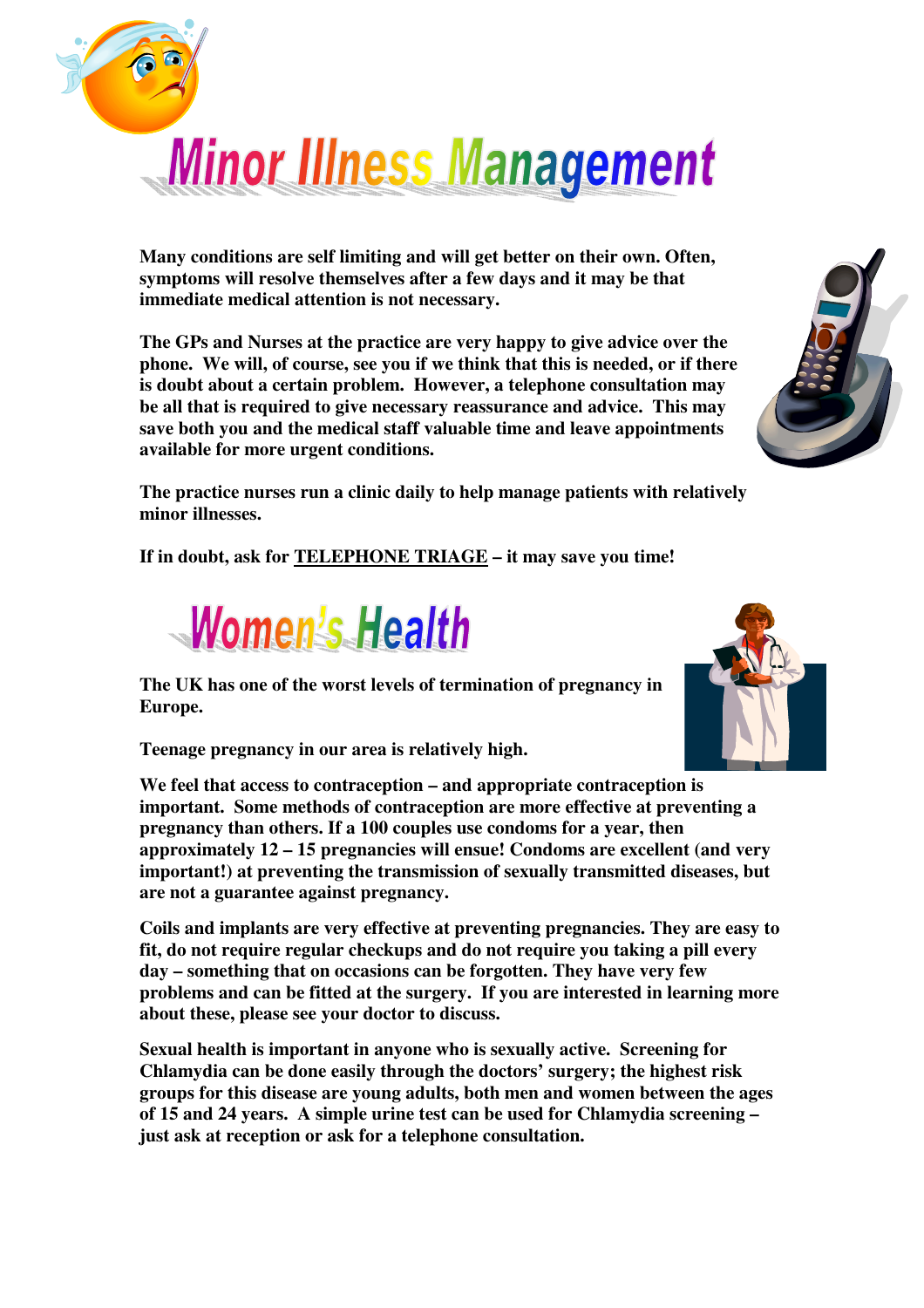# Minor Illness Management

**Many conditions are self limiting and will get better on their own. Often, symptoms will resolve themselves after a few days and it may be that immediate medical attention is not necessary.**

**The GPs and Nurses at the practice are very happy to give advice over the phone. We will, of course, see you if we think that this is needed, or if there is doubt about a certain problem. However, a telephone consultation may be all that is required to give necessary reassurance and advice. This may save both you and the medical staff valuable time and leave appointments available for more urgent conditions.**

**The practice nurses run a clinic daily to help manage patients with relatively minor illnesses.**

**If in doubt, ask for TELEPHONE TRIAGE – it may save you time!**

# Women's Health

**The UK has one of the worst levels of termination of pregnancy in Europe.**

**Teenage pregnancy in our area is relatively high.**

**We feel that access to contraception – and appropriate contraception is important. Some methods of contraception are more effective at preventing a pregnancy than others. If a 100 couples use condoms for a year, then approximately 12 – 15 pregnancies will ensue! Condoms are excellent (and very important!) at preventing the transmission of sexually transmitted diseases, but are not a guarantee against pregnancy.**

**Coils and implants are very effective at preventing pregnancies. They are easy to fit, do not require regular checkups and do not require you taking a pill every day – something that on occasions can be forgotten. They have very few problems and can be fitted at the surgery. If you are interested in learning more about these, please see your doctor to discuss.**

**Sexual health is important in anyone who is sexually active. Screening for Chlamydia can be done easily through the doctors' surgery; the highest risk groups for this disease are young adults, both men and women between the ages of 15 and 24 years. A simple urine test can be used for Chlamydia screening – just ask at reception or ask for a telephone consultation.**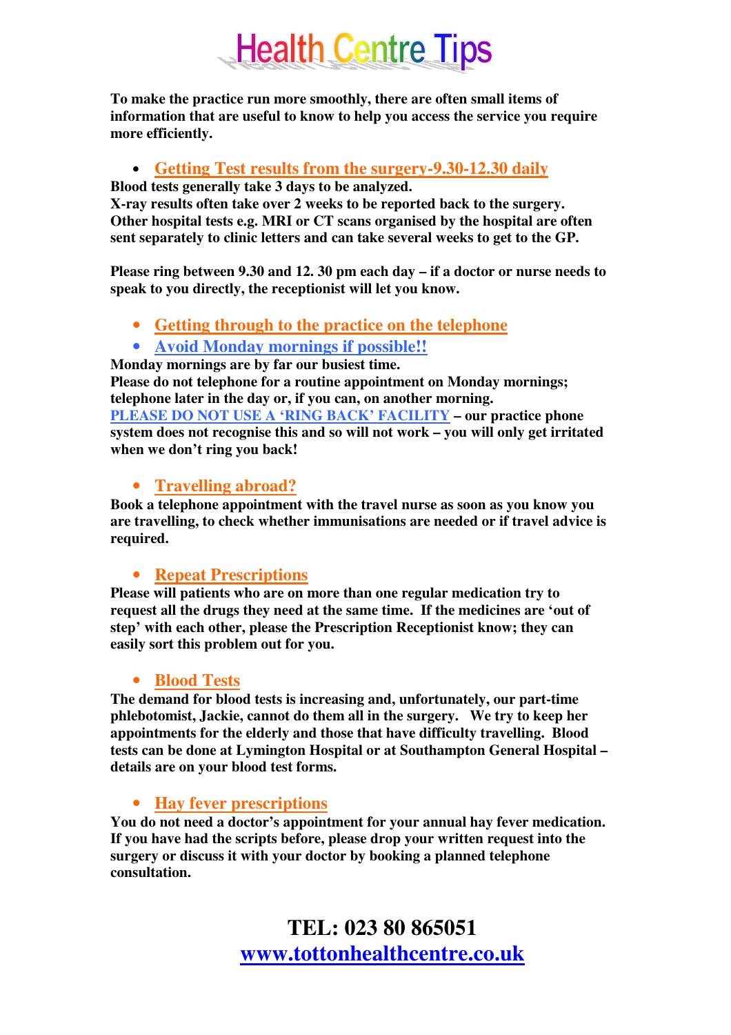# Health Centre Tips

**To make the practice run more smoothly, there are often small items of information that are useful to know to help you access the service you require more efficiently.**

- **Getting Test results from the surgery-9.30-12.30 daily**

**Blood tests generally take 3 days to be analyzed.**
**X-ray results often take over 2 weeks to be reported back to the surgery.**
**Other hospital tests e.g. MRI or CT scans organised by the hospital are often sent separately to clinic letters and can take several weeks to get to the GP.**

**Please ring between 9.30 and 12. 30 pm each day – if a doctor or nurse needs to speak to you directly, the receptionist will let you know.**

- **Getting through to the practice on the telephone**
- **Avoid Monday mornings if possible!!**

**Monday mornings are by far our busiest time.**
**Please do not telephone for a routine appointment on Monday mornings; telephone later in the day or, if you can, on another morning.**
**PLEASE DO NOT USE A 'RING BACK' FACILITY – our practice phone system does not recognise this and so will not work – you will only get irritated when we don't ring you back!**

- **Travelling abroad?**

**Book a telephone appointment with the travel nurse as soon as you know you are travelling, to check whether immunisations are needed or if travel advice is required.**

- **Repeat Prescriptions**

**Please will patients who are on more than one regular medication try to request all the drugs they need at the same time. If the medicines are 'out of step' with each other, please the Prescription Receptionist know; they can easily sort this problem out for you.**

- **Blood Tests**

**The demand for blood tests is increasing and, unfortunately, our part-time phlebotomist, Jackie, cannot do them all in the surgery. We try to keep her appointments for the elderly and those that have difficulty travelling. Blood tests can be done at Lymington Hospital or at Southampton General Hospital – details are on your blood test forms.**

- **Hay fever prescriptions**

**You do not need a doctor's appointment for your annual hay fever medication. If you have had the scripts before, please drop your written request into the surgery or discuss it with your doctor by booking a planned telephone consultation.**

**TEL: 023 80 865051**
**www.tottonhealthcentre.co.uk**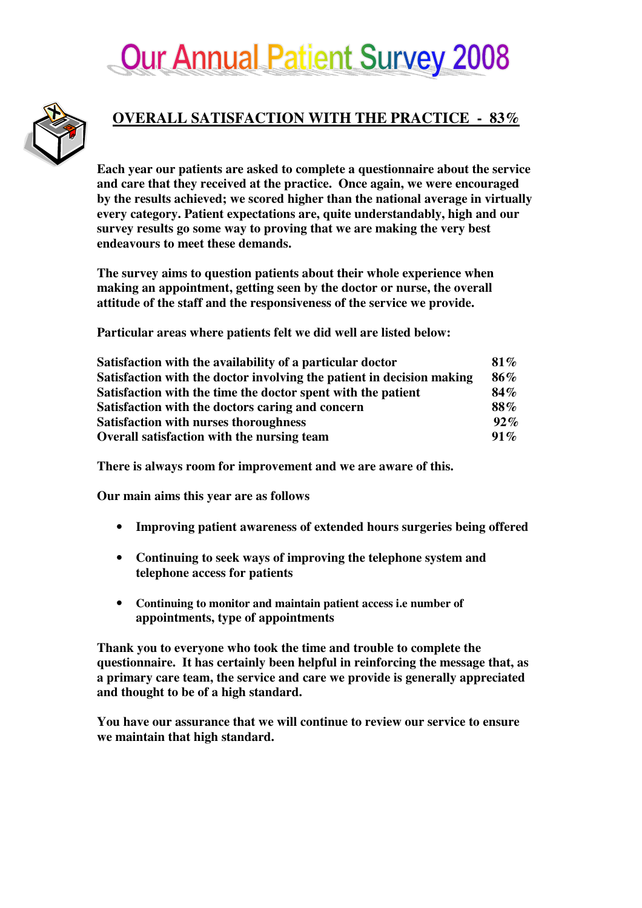# Our Annual Patient Survey 2008

## OVERALL SATISFACTION WITH THE PRACTICE - 83%

**Each year our patients are asked to complete a questionnaire about the service and care that they received at the practice. Once again, we were encouraged by the results achieved; we scored higher than the national average in virtually every category. Patient expectations are, quite understandably, high and our survey results go some way to proving that we are making the very best endeavours to meet these demands.**

**The survey aims to question patients about their whole experience when making an appointment, getting seen by the doctor or nurse, the overall attitude of the staff and the responsiveness of the service we provide.**

**Particular areas where patients felt we did well are listed below:**

| | |
|---|---|
| **Satisfaction with the availability of a particular doctor** | **81%** |
| **Satisfaction with the doctor involving the patient in decision making** | **86%** |
| **Satisfaction with the time the doctor spent with the patient** | **84%** |
| **Satisfaction with the doctors caring and concern** | **88%** |
| **Satisfaction with nurses thoroughness** | **92%** |
| **Overall satisfaction with the nursing team** | **91%** |

**There is always room for improvement and we are aware of this.**

**Our main aims this year are as follows**

- **Improving patient awareness of extended hours surgeries being offered**
- **Continuing to seek ways of improving the telephone system and telephone access for patients**
- **Continuing to monitor and maintain patient access i.e number of appointments, type of appointments**

**Thank you to everyone who took the time and trouble to complete the questionnaire. It has certainly been helpful in reinforcing the message that, as a primary care team, the service and care we provide is generally appreciated and thought to be of a high standard.**

**You have our assurance that we will continue to review our service to ensure we maintain that high standard.**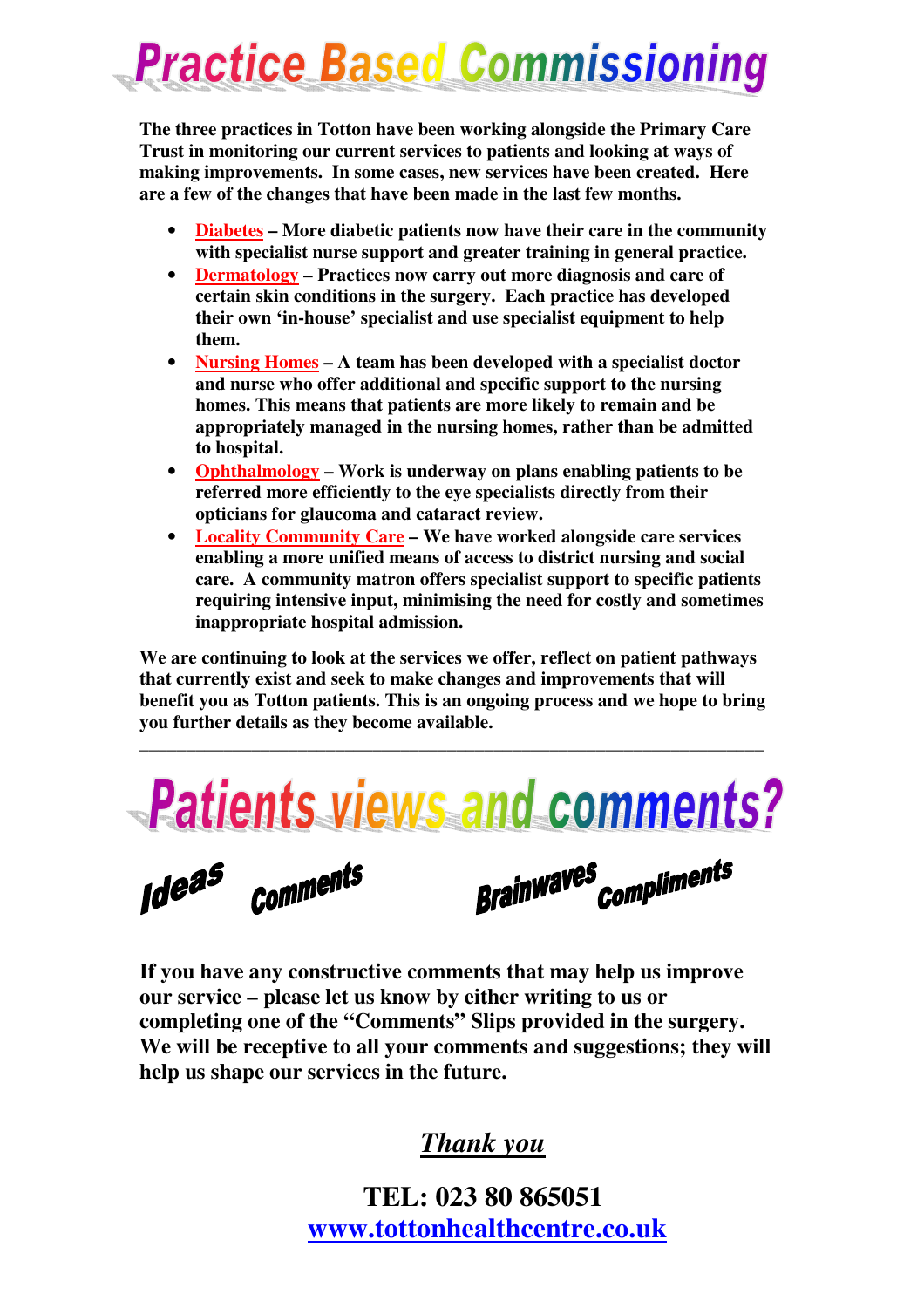# Practice Based Commissioning

**The three practices in Totton have been working alongside the Primary Care Trust in monitoring our current services to patients and looking at ways of making improvements. In some cases, new services have been created. Here are a few of the changes that have been made in the last few months.**

- **Diabetes – More diabetic patients now have their care in the community with specialist nurse support and greater training in general practice.**
- **Dermatology – Practices now carry out more diagnosis and care of certain skin conditions in the surgery. Each practice has developed their own 'in-house' specialist and use specialist equipment to help them.**
- **Nursing Homes – A team has been developed with a specialist doctor and nurse who offer additional and specific support to the nursing homes. This means that patients are more likely to remain and be appropriately managed in the nursing homes, rather than be admitted to hospital.**
- **Ophthalmology – Work is underway on plans enabling patients to be referred more efficiently to the eye specialists directly from their opticians for glaucoma and cataract review.**
- **Locality Community Care – We have worked alongside care services enabling a more unified means of access to district nursing and social care. A community matron offers specialist support to specific patients requiring intensive input, minimising the need for costly and sometimes inappropriate hospital admission.**

**We are continuing to look at the services we offer, reflect on patient pathways that currently exist and seek to make changes and improvements that will benefit you as Totton patients. This is an ongoing process and we hope to bring you further details as they become available.**

---

# Patients views and comments?

**Ideas Comments Brainwaves Compliments**

**If you have any constructive comments that may help us improve our service – please let us know by either writing to us or completing one of the "Comments" Slips provided in the surgery. We will be receptive to all your comments and suggestions; they will help us shape our services in the future.**

***Thank you***

**TEL: 023 80 865051**

**www.tottonhealthcentre.co.uk**